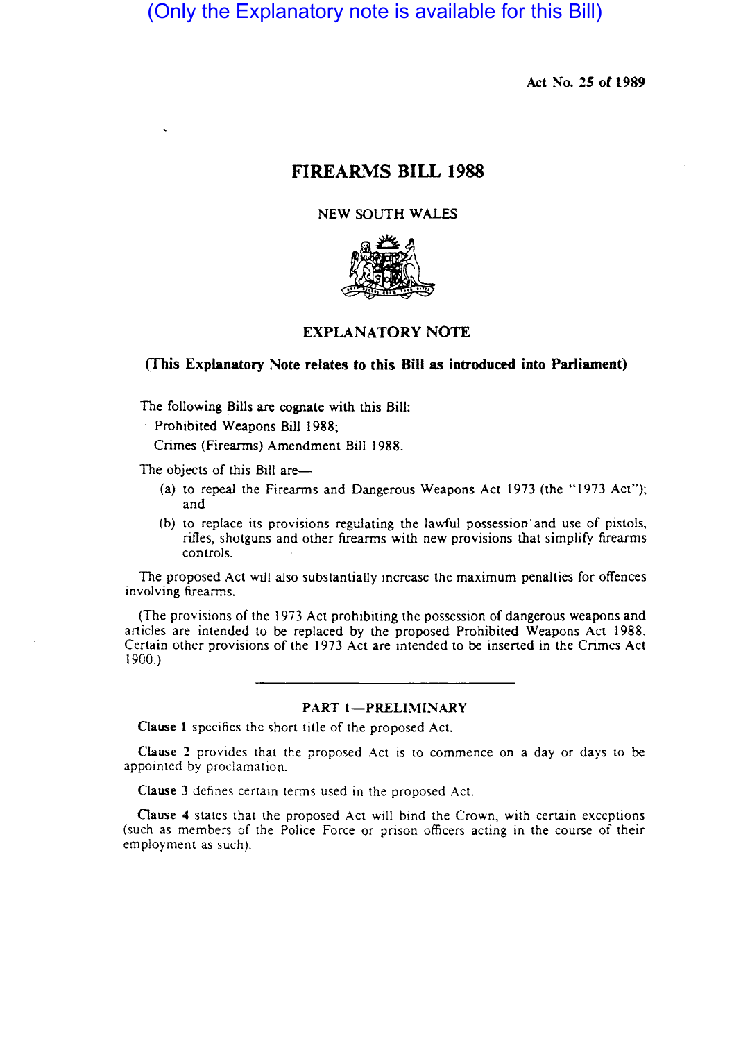(Only the Explanatory note is available for this Bill)

Act No. 25 of 1989

# FIREARMS BILL 1988

NEW SOUTH WALES

## EXPLANATORY NOTE

**(This Explanatory Note relates to this Bill as introduced into Parliament)**

The following Bills are cognate with this Bill:

Prohibited Weapons Bill 1988;

Crimes (Firearms) Amendment Bill 1988.

The objects of this Bill are—

(a) to repeal the Firearms and Dangerous Weapons Act 1973 (the "1973 Act"); and

(b) to replace its provisions regulating the lawful possession and use of pistols, rifles, shotguns and other firearms with new provisions that simplify firearms controls.

The proposed Act will also substantially increase the maximum penalties for offences involving firearms.

(The provisions of the 1973 Act prohibiting the possession of dangerous weapons and articles are intended to be replaced by the proposed Prohibited Weapons Act 1988. Certain other provisions of the 1973 Act are intended to be inserted in the Crimes Act 1900.)

---

### PART 1—PRELIMINARY

**Clause 1** specifies the short title of the proposed Act.

**Clause 2** provides that the proposed Act is to commence on a day or days to be appointed by proclamation.

**Clause 3** defines certain terms used in the proposed Act.

**Clause 4** states that the proposed Act will bind the Crown, with certain exceptions (such as members of the Police Force or prison officers acting in the course of their employment as such).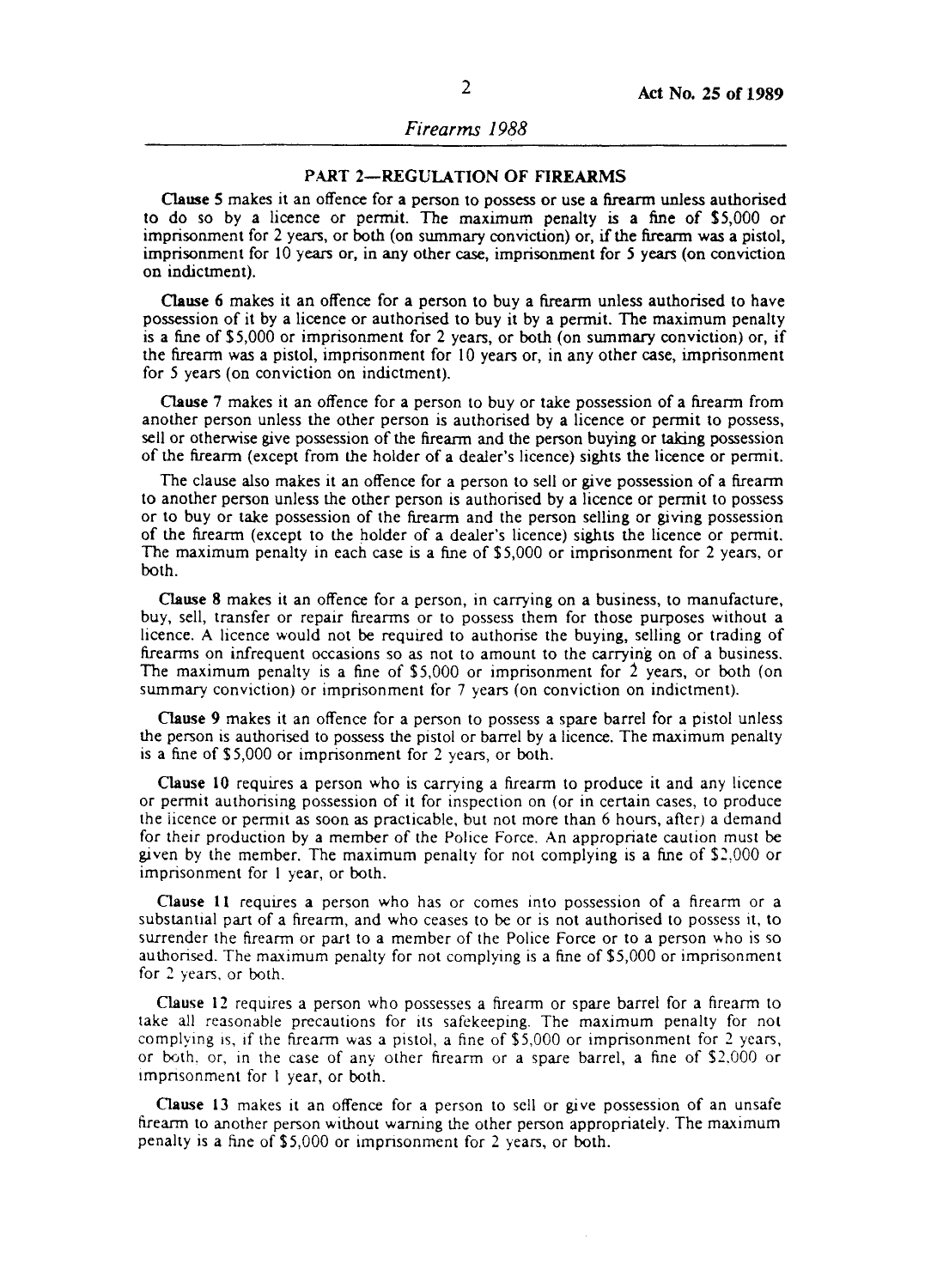## PART 2—REGULATION OF FIREARMS

**Clause 5** makes it an offence for a person to possess or use a firearm unless authorised to do so by a licence or permit. The maximum penalty is a fine of $5,000 or imprisonment for 2 years, or both (on summary conviction) or, if the firearm was a pistol, imprisonment for 10 years or, in any other case, imprisonment for 5 years (on conviction on indictment).

**Clause 6** makes it an offence for a person to buy a firearm unless authorised to have possession of it by a licence or authorised to buy it by a permit. The maximum penalty is a fine of $5,000 or imprisonment for 2 years, or both (on summary conviction) or, if the firearm was a pistol, imprisonment for 10 years or, in any other case, imprisonment for 5 years (on conviction on indictment).

**Clause 7** makes it an offence for a person to buy or take possession of a firearm from another person unless the other person is authorised by a licence or permit to possess, sell or otherwise give possession of the firearm and the person buying or taking possession of the firearm (except from the holder of a dealer's licence) sights the licence or permit.

The clause also makes it an offence for a person to sell or give possession of a firearm to another person unless the other person is authorised by a licence or permit to possess or to buy or take possession of the firearm and the person selling or giving possession of the firearm (except to the holder of a dealer's licence) sights the licence or permit. The maximum penalty in each case is a fine of $5,000 or imprisonment for 2 years, or both.

**Clause 8** makes it an offence for a person, in carrying on a business, to manufacture, buy, sell, transfer or repair firearms or to possess them for those purposes without a licence. A licence would not be required to authorise the buying, selling or trading of firearms on infrequent occasions so as not to amount to the carrying on of a business. The maximum penalty is a fine of $5,000 or imprisonment for 2 years, or both (on summary conviction) or imprisonment for 7 years (on conviction on indictment).

**Clause 9** makes it an offence for a person to possess a spare barrel for a pistol unless the person is authorised to possess the pistol or barrel by a licence. The maximum penalty is a fine of $5,000 or imprisonment for 2 years, or both.

**Clause 10** requires a person who is carrying a firearm to produce it and any licence or permit authorising possession of it for inspection on (or in certain cases, to produce the licence or permit as soon as practicable, but not more than 6 hours, after) a demand for their production by a member of the Police Force. An appropriate caution must be given by the member. The maximum penalty for not complying is a fine of $2,000 or imprisonment for 1 year, or both.

**Clause 11** requires a person who has or comes into possession of a firearm or a substantial part of a firearm, and who ceases to be or is not authorised to possess it, to surrender the firearm or part to a member of the Police Force or to a person who is so authorised. The maximum penalty for not complying is a fine of $5,000 or imprisonment for 2 years, or both.

**Clause 12** requires a person who possesses a firearm or spare barrel for a firearm to take all reasonable precautions for its safekeeping. The maximum penalty for not complying is, if the firearm was a pistol, a fine of $5,000 or imprisonment for 2 years, or both, or, in the case of any other firearm or a spare barrel, a fine of $2,000 or imprisonment for 1 year, or both.

**Clause 13** makes it an offence for a person to sell or give possession of an unsafe firearm to another person without warning the other person appropriately. The maximum penalty is a fine of $5,000 or imprisonment for 2 years, or both.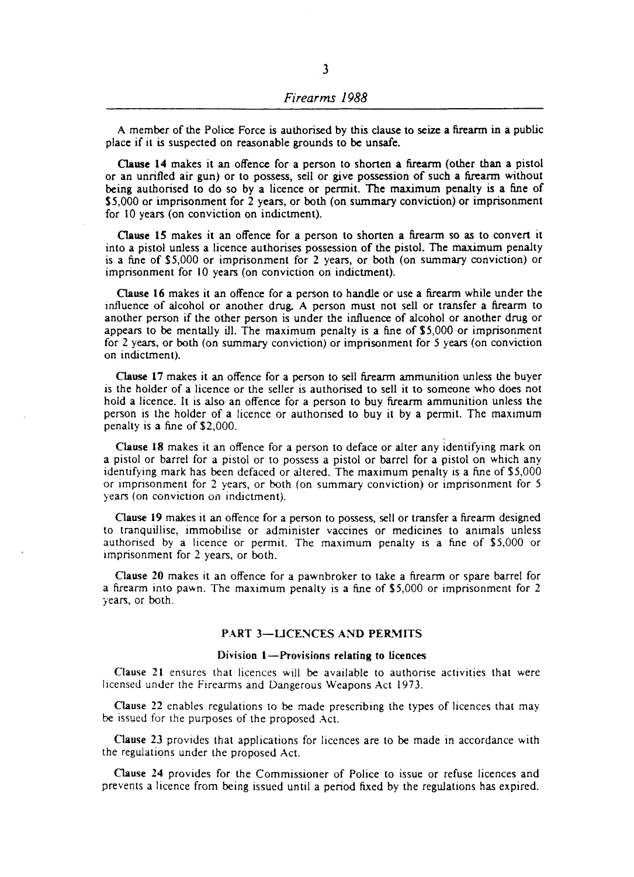A member of the Police Force is authorised by this clause to seize a firearm in a public place if it is suspected on reasonable grounds to be unsafe.

**Clause 14** makes it an offence for a person to shorten a firearm (other than a pistol or an unrifled air gun) or to possess, sell or give possession of such a firearm without being authorised to do so by a licence or permit. The maximum penalty is a fine of $5,000 or imprisonment for 2 years, or both (on summary conviction) or imprisonment for 10 years (on conviction on indictment).

**Clause 15** makes it an offence for a person to shorten a firearm so as to convert it into a pistol unless a licence authorises possession of the pistol. The maximum penalty is a fine of $5,000 or imprisonment for 2 years, or both (on summary conviction) or imprisonment for 10 years (on conviction on indictment).

**Clause 16** makes it an offence for a person to handle or use a firearm while under the influence of alcohol or another drug. A person must not sell or transfer a firearm to another person if the other person is under the influence of alcohol or another drug or appears to be mentally ill. The maximum penalty is a fine of $5,000 or imprisonment for 2 years, or both (on summary conviction) or imprisonment for 5 years (on conviction on indictment).

**Clause 17** makes it an offence for a person to sell firearm ammunition unless the buyer is the holder of a licence or the seller is authorised to sell it to someone who does not hold a licence. It is also an offence for a person to buy firearm ammunition unless the person is the holder of a licence or authorised to buy it by a permit. The maximum penalty is a fine of $2,000.

**Clause 18** makes it an offence for a person to deface or alter any identifying mark on a pistol or barrel for a pistol or to possess a pistol or barrel for a pistol on which any identifying mark has been defaced or altered. The maximum penalty is a fine of $5,000 or imprisonment for 2 years, or both (on summary conviction) or imprisonment for 5 years (on conviction on indictment).

**Clause 19** makes it an offence for a person to possess, sell or transfer a firearm designed to tranquillise, immobilise or administer vaccines or medicines to animals unless authorised by a licence or permit. The maximum penalty is a fine of $5,000 or imprisonment for 2 years, or both.

**Clause 20** makes it an offence for a pawnbroker to take a firearm or spare barrel for a firearm into pawn. The maximum penalty is a fine of $5,000 or imprisonment for 2 years, or both.

## PART 3—LICENCES AND PERMITS

### Division 1—Provisions relating to licences

**Clause 21** ensures that licences will be available to authorise activities that were licensed under the Firearms and Dangerous Weapons Act 1973.

**Clause 22** enables regulations to be made prescribing the types of licences that may be issued for the purposes of the proposed Act.

**Clause 23** provides that applications for licences are to be made in accordance with the regulations under the proposed Act.

**Clause 24** provides for the Commissioner of Police to issue or refuse licences and prevents a licence from being issued until a period fixed by the regulations has expired.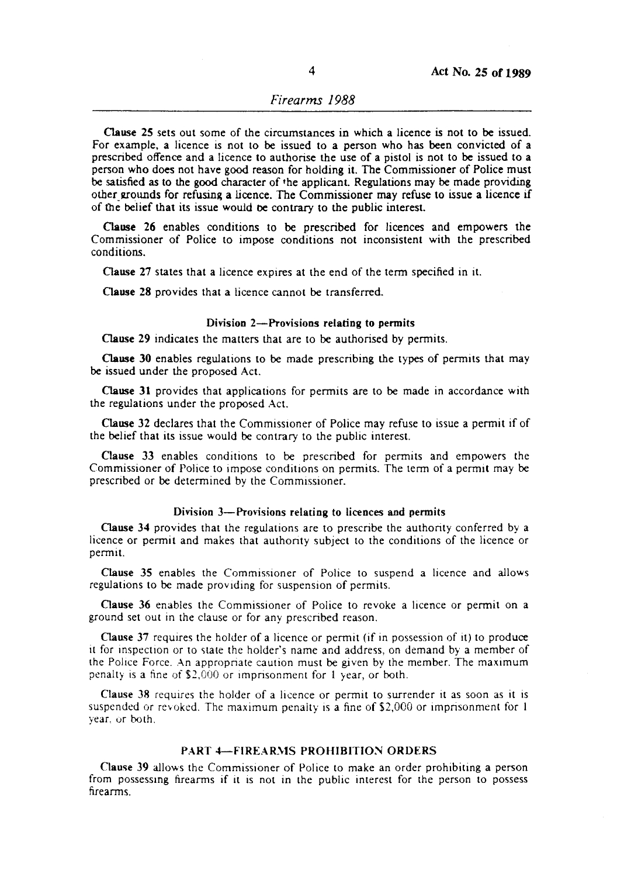**Clause 25** sets out some of the circumstances in which a licence is not to be issued. For example, a licence is not to be issued to a person who has been convicted of a prescribed offence and a licence to authorise the use of a pistol is not to be issued to a person who does not have good reason for holding it. The Commissioner of Police must be satisfied as to the good character of the applicant. Regulations may be made providing other grounds for refusing a licence. The Commissioner may refuse to issue a licence if of the belief that its issue would be contrary to the public interest.

**Clause 26** enables conditions to be prescribed for licences and empowers the Commissioner of Police to impose conditions not inconsistent with the prescribed conditions.

**Clause 27** states that a licence expires at the end of the term specified in it.

**Clause 28** provides that a licence cannot be transferred.

#### Division 2—Provisions relating to permits

**Clause 29** indicates the matters that are to be authorised by permits.

**Clause 30** enables regulations to be made prescribing the types of permits that may be issued under the proposed Act.

**Clause 31** provides that applications for permits are to be made in accordance with the regulations under the proposed Act.

**Clause 32** declares that the Commissioner of Police may refuse to issue a permit if of the belief that its issue would be contrary to the public interest.

**Clause 33** enables conditions to be prescribed for permits and empowers the Commissioner of Police to impose conditions on permits. The term of a permit may be prescribed or be determined by the Commissioner.

#### Division 3—Provisions relating to licences and permits

**Clause 34** provides that the regulations are to prescribe the authority conferred by a licence or permit and makes that authority subject to the conditions of the licence or permit.

**Clause 35** enables the Commissioner of Police to suspend a licence and allows regulations to be made providing for suspension of permits.

**Clause 36** enables the Commissioner of Police to revoke a licence or permit on a ground set out in the clause or for any prescribed reason.

**Clause 37** requires the holder of a licence or permit (if in possession of it) to produce it for inspection or to state the holder's name and address, on demand by a member of the Police Force. An appropriate caution must be given by the member. The maximum penalty is a fine of $2,000 or imprisonment for 1 year, or both.

**Clause 38** requires the holder of a licence or permit to surrender it as soon as it is suspended or revoked. The maximum penalty is a fine of $2,000 or imprisonment for 1 year, or both.

### PART 4—FIREARMS PROHIBITION ORDERS

**Clause 39** allows the Commissioner of Police to make an order prohibiting a person from possessing firearms if it is not in the public interest for the person to possess firearms.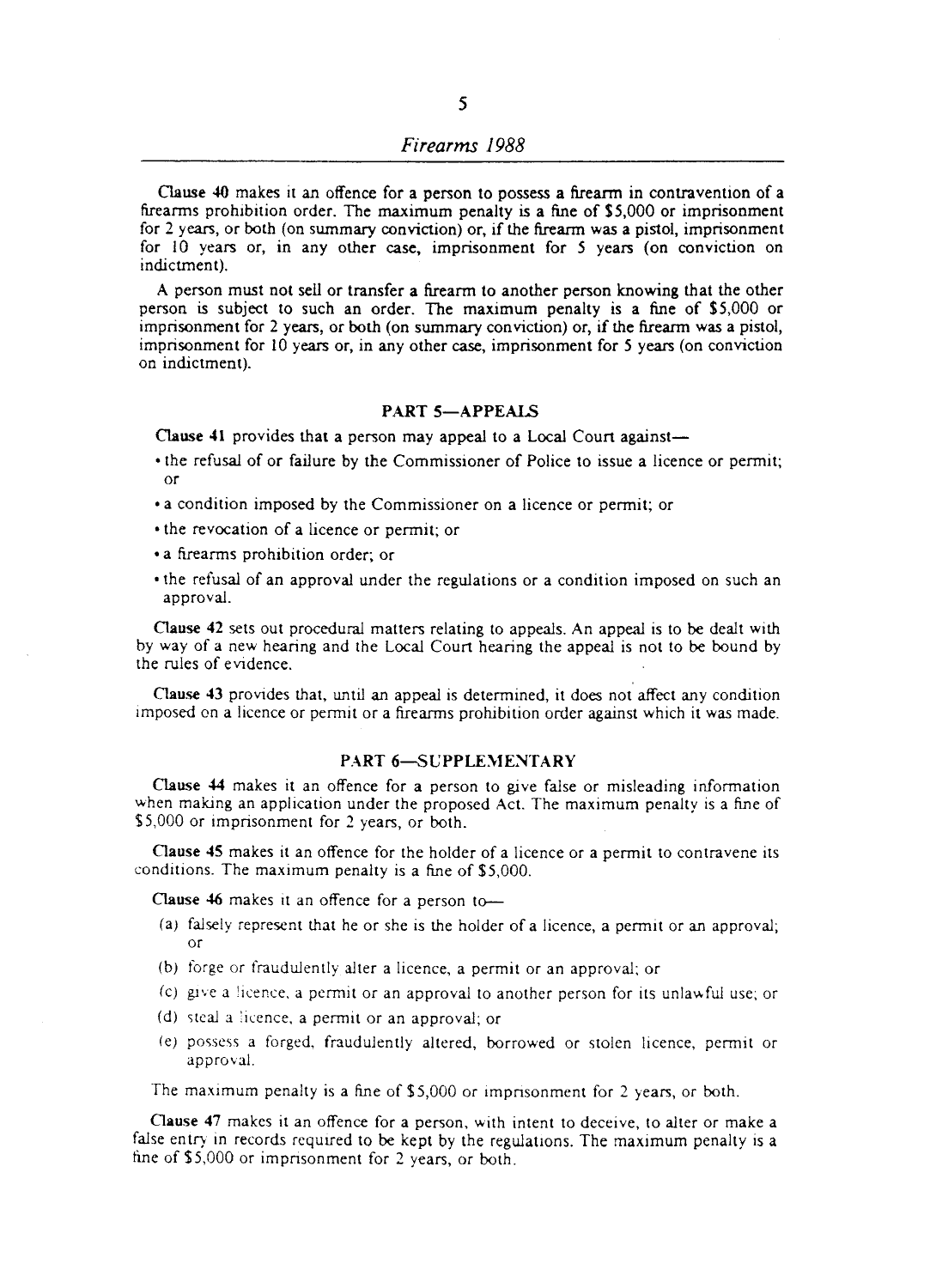**Clause 40** makes it an offence for a person to possess a firearm in contravention of a firearms prohibition order. The maximum penalty is a fine of $5,000 or imprisonment for 2 years, or both (on summary conviction) or, if the firearm was a pistol, imprisonment for 10 years or, in any other case, imprisonment for 5 years (on conviction on indictment).

A person must not sell or transfer a firearm to another person knowing that the other person is subject to such an order. The maximum penalty is a fine of $5,000 or imprisonment for 2 years, or both (on summary conviction) or, if the firearm was a pistol, imprisonment for 10 years or, in any other case, imprisonment for 5 years (on conviction on indictment).

## PART 5—APPEALS

**Clause 41** provides that a person may appeal to a Local Court against—

- the refusal of or failure by the Commissioner of Police to issue a licence or permit; or
- a condition imposed by the Commissioner on a licence or permit; or
- the revocation of a licence or permit; or
- a firearms prohibition order; or
- the refusal of an approval under the regulations or a condition imposed on such an approval.

**Clause 42** sets out procedural matters relating to appeals. An appeal is to be dealt with by way of a new hearing and the Local Court hearing the appeal is not to be bound by the rules of evidence.

**Clause 43** provides that, until an appeal is determined, it does not affect any condition imposed on a licence or permit or a firearms prohibition order against which it was made.

## PART 6—SUPPLEMENTARY

**Clause 44** makes it an offence for a person to give false or misleading information when making an application under the proposed Act. The maximum penalty is a fine of $5,000 or imprisonment for 2 years, or both.

**Clause 45** makes it an offence for the holder of a licence or a permit to contravene its conditions. The maximum penalty is a fine of $5,000.

**Clause 46** makes it an offence for a person to—

(a) falsely represent that he or she is the holder of a licence, a permit or an approval; or

(b) forge or fraudulently alter a licence, a permit or an approval; or

(c) give a licence, a permit or an approval to another person for its unlawful use; or

(d) steal a licence, a permit or an approval; or

(e) possess a forged, fraudulently altered, borrowed or stolen licence, permit or approval.

The maximum penalty is a fine of $5,000 or imprisonment for 2 years, or both.

**Clause 47** makes it an offence for a person, with intent to deceive, to alter or make a false entry in records required to be kept by the regulations. The maximum penalty is a fine of $5,000 or imprisonment for 2 years, or both.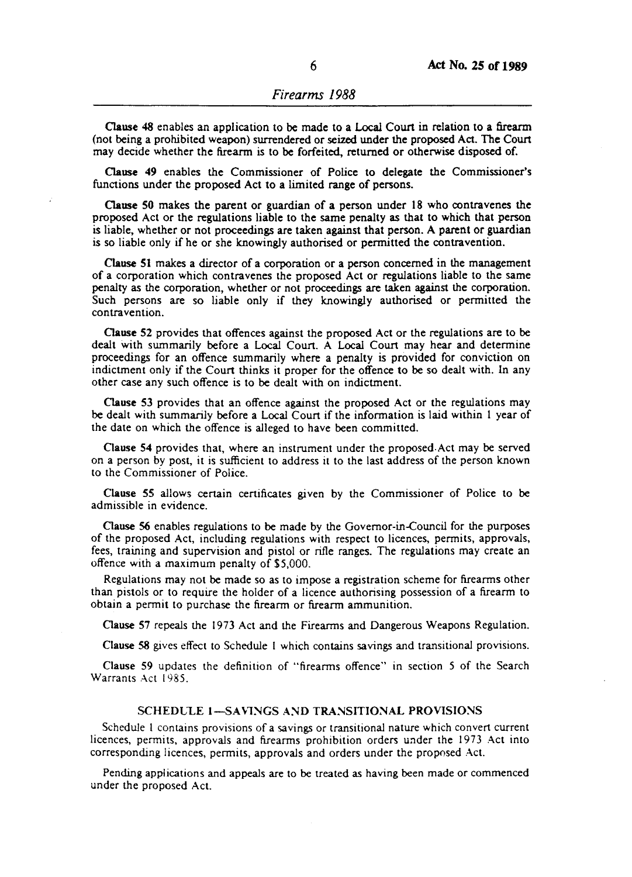**Clause 48** enables an application to be made to a Local Court in relation to a firearm (not being a prohibited weapon) surrendered or seized under the proposed Act. The Court may decide whether the firearm is to be forfeited, returned or otherwise disposed of.

**Clause 49** enables the Commissioner of Police to delegate the Commissioner's functions under the proposed Act to a limited range of persons.

**Clause 50** makes the parent or guardian of a person under 18 who contravenes the proposed Act or the regulations liable to the same penalty as that to which that person is liable, whether or not proceedings are taken against that person. A parent or guardian is so liable only if he or she knowingly authorised or permitted the contravention.

**Clause 51** makes a director of a corporation or a person concerned in the management of a corporation which contravenes the proposed Act or regulations liable to the same penalty as the corporation, whether or not proceedings are taken against the corporation. Such persons are so liable only if they knowingly authorised or permitted the contravention.

**Clause 52** provides that offences against the proposed Act or the regulations are to be dealt with summarily before a Local Court. A Local Court may hear and determine proceedings for an offence summarily where a penalty is provided for conviction on indictment only if the Court thinks it proper for the offence to be so dealt with. In any other case any such offence is to be dealt with on indictment.

**Clause 53** provides that an offence against the proposed Act or the regulations may be dealt with summarily before a Local Court if the information is laid within 1 year of the date on which the offence is alleged to have been committed.

**Clause 54** provides that, where an instrument under the proposed Act may be served on a person by post, it is sufficient to address it to the last address of the person known to the Commissioner of Police.

**Clause 55** allows certain certificates given by the Commissioner of Police to be admissible in evidence.

**Clause 56** enables regulations to be made by the Governor-in-Council for the purposes of the proposed Act, including regulations with respect to licences, permits, approvals, fees, training and supervision and pistol or rifle ranges. The regulations may create an offence with a maximum penalty of $5,000.

Regulations may not be made so as to impose a registration scheme for firearms other than pistols or to require the holder of a licence authorising possession of a firearm to obtain a permit to purchase the firearm or firearm ammunition.

**Clause 57** repeals the 1973 Act and the Firearms and Dangerous Weapons Regulation.

**Clause 58** gives effect to Schedule 1 which contains savings and transitional provisions.

**Clause 59** updates the definition of "firearms offence" in section 5 of the Search Warrants Act 1985.

## SCHEDULE 1—SAVINGS AND TRANSITIONAL PROVISIONS

Schedule 1 contains provisions of a savings or transitional nature which convert current licences, permits, approvals and firearms prohibition orders under the 1973 Act into corresponding licences, permits, approvals and orders under the proposed Act.

Pending applications and appeals are to be treated as having been made or commenced under the proposed Act.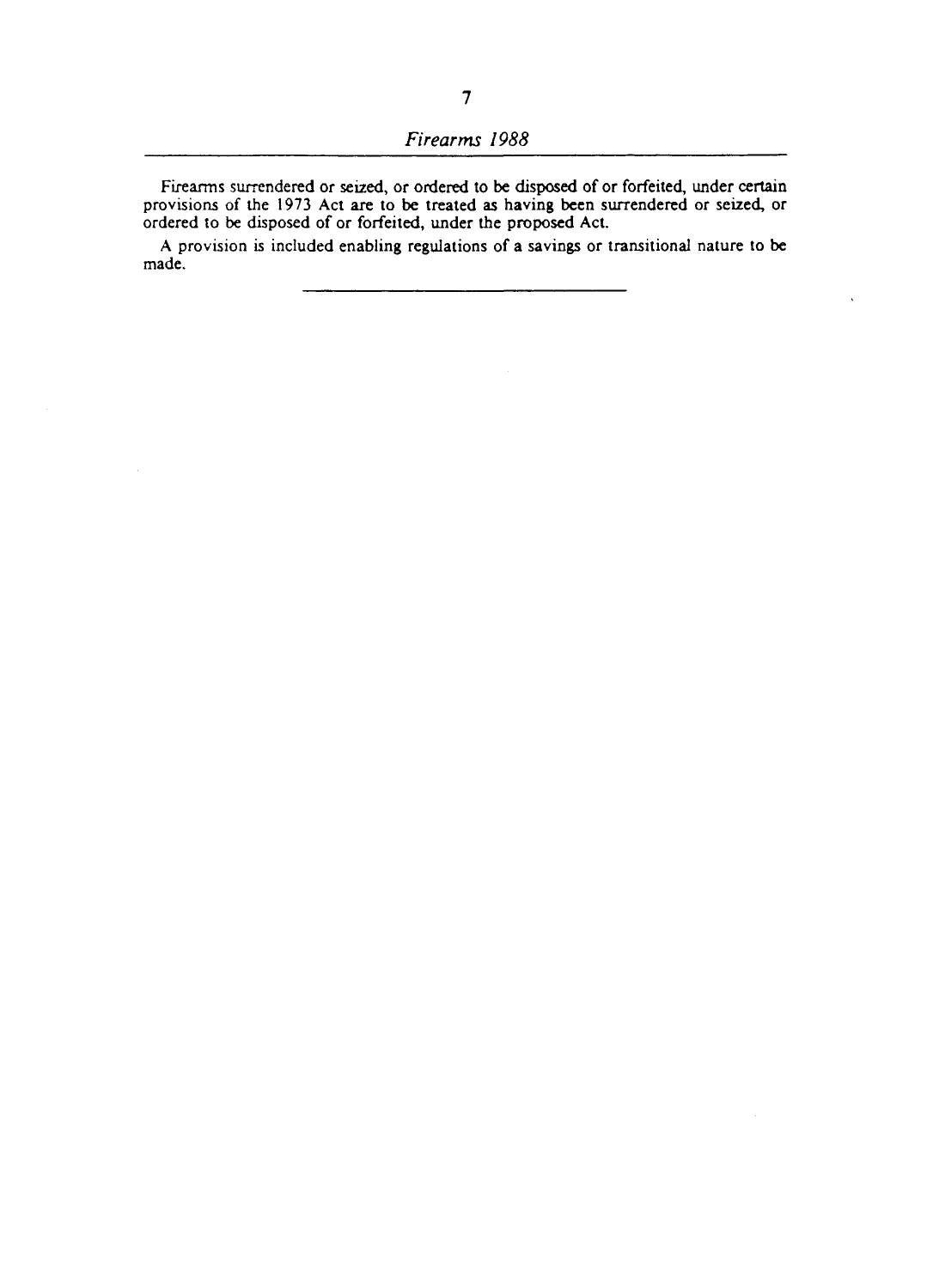Firearms surrendered or seized, or ordered to be disposed of or forfeited, under certain provisions of the 1973 Act are to be treated as having been surrendered or seized, or ordered to be disposed of or forfeited, under the proposed Act.

A provision is included enabling regulations of a savings or transitional nature to be made.